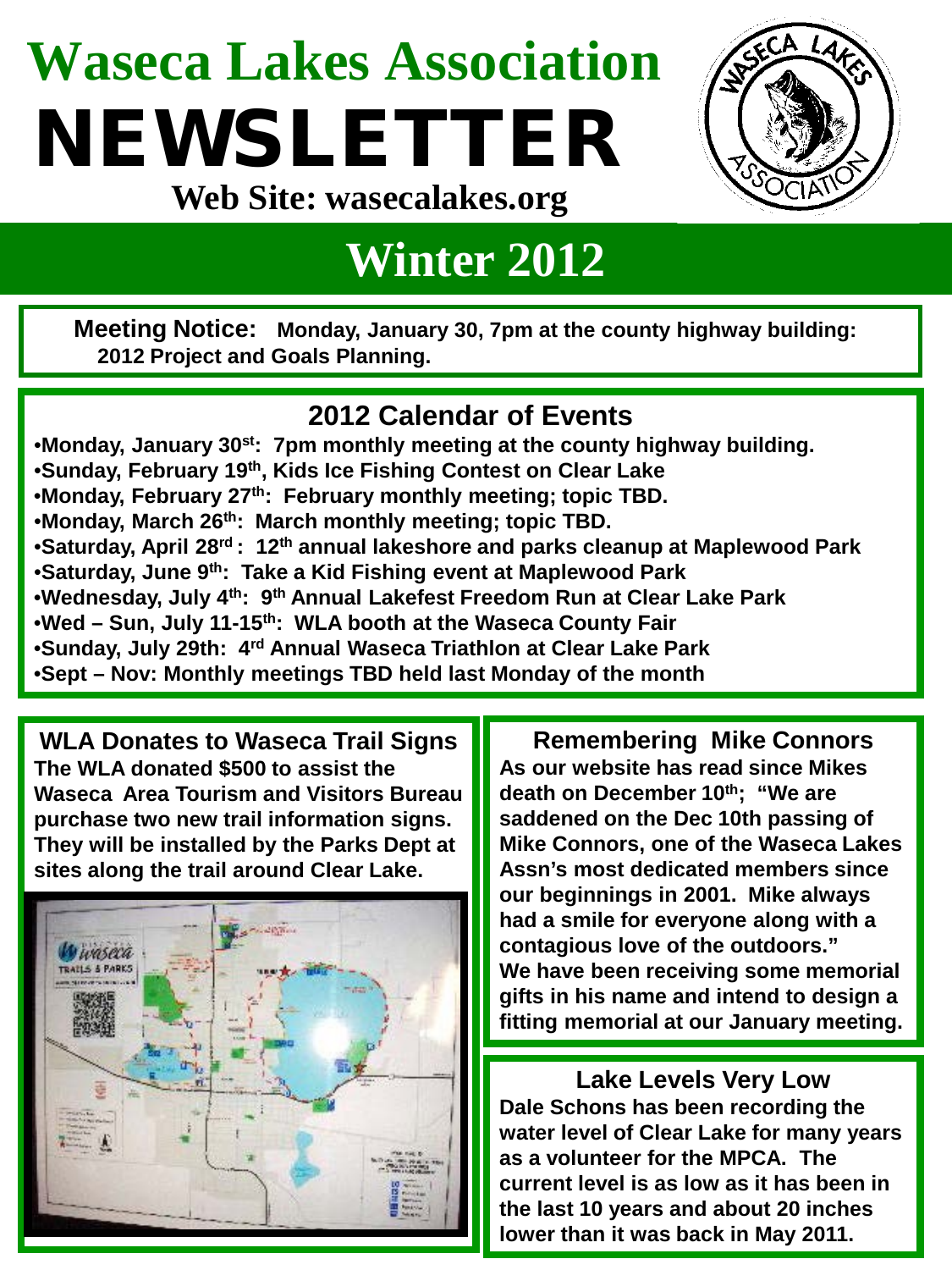# Waseca Lakes Association NEWSLETTER

**Web Site: wasecalakes.org**

## Winter 2012

**Meeting Notice:** **Monday, January 30, 7pm at the county highway building: 2012 Project and Goals Planning.**

## 2012 Calendar of Events

- **Monday, January 30st: 7pm monthly meeting at the county highway building.**
- **Sunday, February 19th, Kids Ice Fishing Contest on Clear Lake**
- **Monday, February 27th: February monthly meeting; topic TBD.**
- **Monday, March 26th: March monthly meeting; topic TBD.**
- **Saturday, April 28rd : 12th annual lakeshore and parks cleanup at Maplewood Park**
- **Saturday, June 9th: Take a Kid Fishing event at Maplewood Park**
- **Wednesday, July 4th: 9th Annual Lakefest Freedom Run at Clear Lake Park**
- **Wed – Sun, July 11-15th: WLA booth at the Waseca County Fair**
- **Sunday, July 29th: 4rd Annual Waseca Triathlon at Clear Lake Park**
- **Sept – Nov: Monthly meetings TBD held last Monday of the month**

### WLA Donates to Waseca Trail Signs

**The WLA donated $500 to assist the Waseca Area Tourism and Visitors Bureau purchase two new trail information signs. They will be installed by the Parks Dept at sites along the trail around Clear Lake.**

### Remembering Mike Connors

**As our website has read since Mikes death on December 10th; "We are saddened on the Dec 10th passing of Mike Connors, one of the Waseca Lakes Assn's most dedicated members since our beginnings in 2001. Mike always had a smile for everyone along with a contagious love of the outdoors." We have been receiving some memorial gifts in his name and intend to design a fitting memorial at our January meeting.**

### Lake Levels Very Low

**Dale Schons has been recording the water level of Clear Lake for many years as a volunteer for the MPCA. The current level is as low as it has been in the last 10 years and about 20 inches lower than it was back in May 2011.**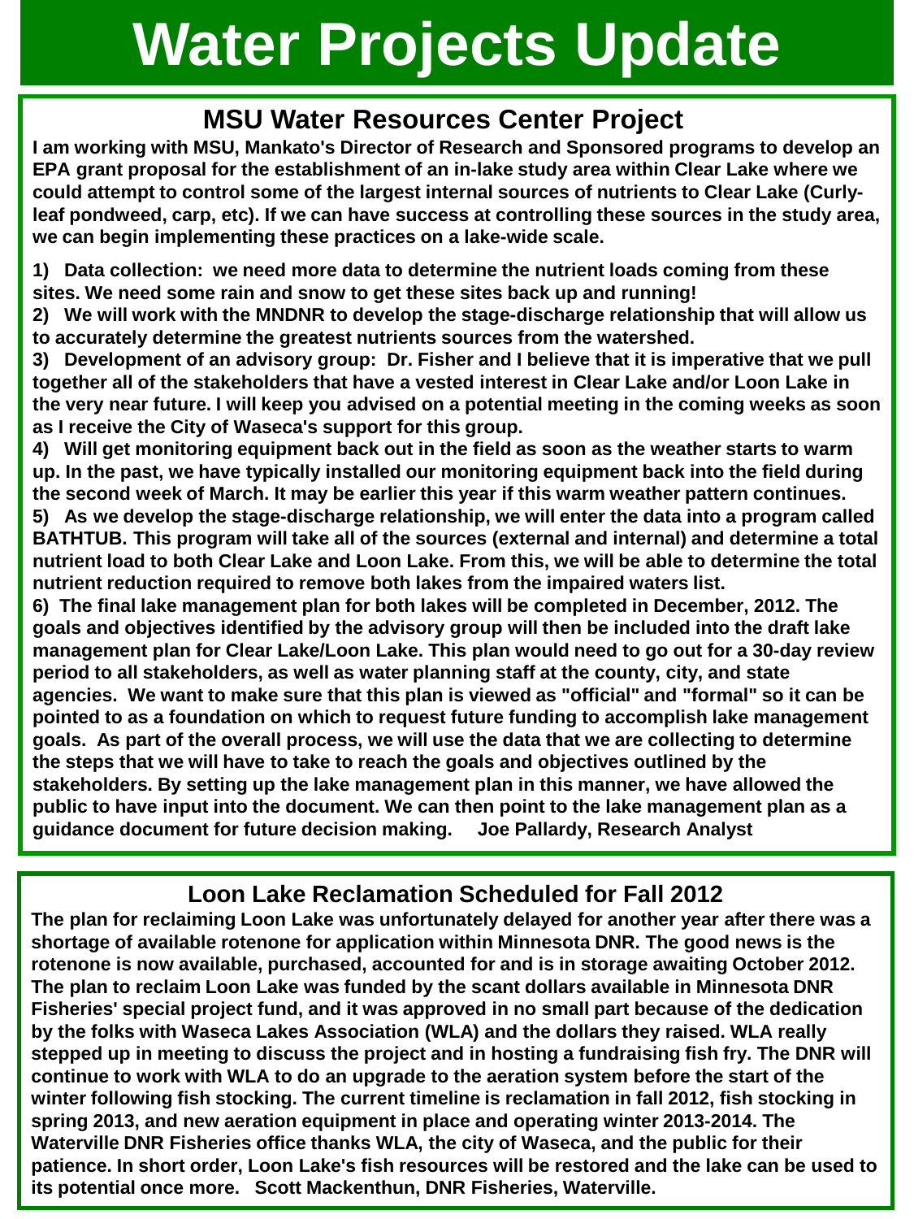# Water Projects Update

## MSU Water Resources Center Project

**I am working with MSU, Mankato's Director of Research and Sponsored programs to develop an EPA grant proposal for the establishment of an in-lake study area within Clear Lake where we could attempt to control some of the largest internal sources of nutrients to Clear Lake (Curly-leaf pondweed, carp, etc). If we can have success at controlling these sources in the study area, we can begin implementing these practices on a lake-wide scale.**

**1) Data collection: we need more data to determine the nutrient loads coming from these sites. We need some rain and snow to get these sites back up and running!**
**2) We will work with the MNDNR to develop the stage-discharge relationship that will allow us to accurately determine the greatest nutrients sources from the watershed.**
**3) Development of an advisory group: Dr. Fisher and I believe that it is imperative that we pull together all of the stakeholders that have a vested interest in Clear Lake and/or Loon Lake in the very near future. I will keep you advised on a potential meeting in the coming weeks as soon as I receive the City of Waseca's support for this group.**
**4) Will get monitoring equipment back out in the field as soon as the weather starts to warm up. In the past, we have typically installed our monitoring equipment back into the field during the second week of March. It may be earlier this year if this warm weather pattern continues.**
**5) As we develop the stage-discharge relationship, we will enter the data into a program called BATHTUB. This program will take all of the sources (external and internal) and determine a total nutrient load to both Clear Lake and Loon Lake. From this, we will be able to determine the total nutrient reduction required to remove both lakes from the impaired waters list.**
**6) The final lake management plan for both lakes will be completed in December, 2012. The goals and objectives identified by the advisory group will then be included into the draft lake management plan for Clear Lake/Loon Lake. This plan would need to go out for a 30-day review period to all stakeholders, as well as water planning staff at the county, city, and state agencies. We want to make sure that this plan is viewed as "official" and "formal" so it can be pointed to as a foundation on which to request future funding to accomplish lake management goals. As part of the overall process, we will use the data that we are collecting to determine the steps that we will have to take to reach the goals and objectives outlined by the stakeholders. By setting up the lake management plan in this manner, we have allowed the public to have input into the document. We can then point to the lake management plan as a guidance document for future decision making. Joe Pallardy, Research Analyst**

## Loon Lake Reclamation Scheduled for Fall 2012

**The plan for reclaiming Loon Lake was unfortunately delayed for another year after there was a shortage of available rotenone for application within Minnesota DNR. The good news is the rotenone is now available, purchased, accounted for and is in storage awaiting October 2012. The plan to reclaim Loon Lake was funded by the scant dollars available in Minnesota DNR Fisheries' special project fund, and it was approved in no small part because of the dedication by the folks with Waseca Lakes Association (WLA) and the dollars they raised. WLA really stepped up in meeting to discuss the project and in hosting a fundraising fish fry. The DNR will continue to work with WLA to do an upgrade to the aeration system before the start of the winter following fish stocking. The current timeline is reclamation in fall 2012, fish stocking in spring 2013, and new aeration equipment in place and operating winter 2013-2014. The Waterville DNR Fisheries office thanks WLA, the city of Waseca, and the public for their patience. In short order, Loon Lake's fish resources will be restored and the lake can be used to its potential once more. Scott Mackenthun, DNR Fisheries, Waterville.**